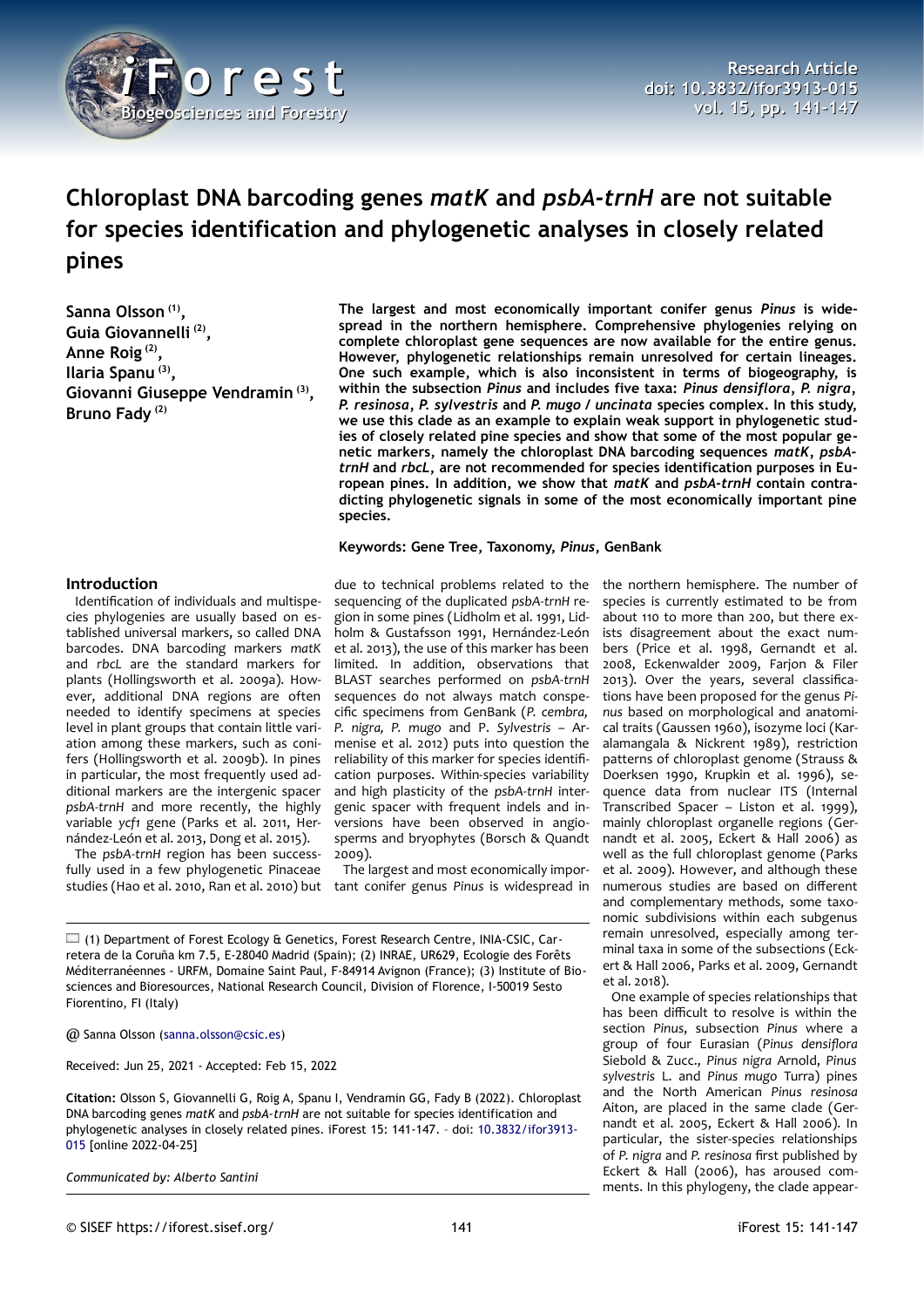# Chloroplast DNA barcoding genes *matK* and *psbA-trnH* are not suitable for species identification and phylogenetic analyses in closely related pines

**Sanna Olsson [1], Guia Giovannelli [2], Anne Roig [2], Ilaria Spanu [3], Giovanni Giuseppe Vendramin [3], Bruno Fady [2]**

**The largest and most economically important conifer genus *Pinus* is widespread in the northern hemisphere. Comprehensive phylogenies relying on complete chloroplast gene sequences are now available for the entire genus. However, phylogenetic relationships remain unresolved for certain lineages. One such example, which is also inconsistent in terms of biogeography, is within the subsection *Pinus* and includes five taxa: *Pinus densiflora*, *P. nigra*, *P. resinosa*, *P. sylvestris* and *P. mugo / uncinata* species complex. In this study, we use this clade as an example to explain weak support in phylogenetic studies of closely related pine species and show that some of the most popular genetic markers, namely the chloroplast DNA barcoding sequences *matK*, *psbA-trnH* and *rbcL*, are not recommended for species identification purposes in European pines. In addition, we show that *matK* and *psbA-trnH* contain contradicting phylogenetic signals in some of the most economically important pine species.**

**Keywords: Gene Tree, Taxonomy, *Pinus*, GenBank**

## Introduction

Identification of individuals and multispecies phylogenies are usually based on established universal markers, so called DNA barcodes. DNA barcoding markers *matK* and *rbcL* are the standard markers for plants (Hollingsworth et al. 2009a). However, additional DNA regions are often needed to identify specimens at species level in plant groups that contain little variation among these markers, such as conifers (Hollingsworth et al. 2009b). In pines in particular, the most frequently used additional markers are the intergenic spacer *psbA-trnH* and more recently, the highly variable *ycf1* gene (Parks et al. 2011, Hernández-León et al. 2013, Dong et al. 2015).

The *psbA-trnH* region has been successfully used in a few phylogenetic Pinaceae studies (Hao et al. 2010, Ran et al. 2010) but due to technical problems related to the sequencing of the duplicated *psbA-trnH* region in some pines (Lidholm et al. 1991, Lidholm & Gustafsson 1991, Hernández-León et al. 2013), the use of this marker has been limited. In addition, observations that BLAST searches performed on *psbA-trnH* sequences do not always match conspecific specimens from GenBank (*P. cembra, P. nigra, P. mugo* and P. *Sylvestris* – Armenise et al. 2012) puts into question the reliability of this marker for species identification purposes. Within-species variability and high plasticity of the *psbA-trnH* intergenic spacer with frequent indels and inversions have been observed in angiosperms and bryophytes (Borsch & Quandt 2009).

The largest and most economically important conifer genus *Pinus* is widespread in the northern hemisphere. The number of species is currently estimated to be from about 110 to more than 200, but there exists disagreement about the exact numbers (Price et al. 1998, Gernandt et al. 2008, Eckenwalder 2009, Farjon & Filer 2013). Over the years, several classifications have been proposed for the genus *Pinus* based on morphological and anatomical traits (Gaussen 1960), isozyme loci (Karalamangala & Nickrent 1989), restriction patterns of chloroplast genome (Strauss & Doerksen 1990, Krupkin et al. 1996), sequence data from nuclear ITS (Internal Transcribed Spacer – Liston et al. 1999), mainly chloroplast organelle regions (Gernandt et al. 2005, Eckert & Hall 2006) as well as the full chloroplast genome (Parks et al. 2009). However, and although these numerous studies are based on different and complementary methods, some taxonomic subdivisions within each subgenus remain unresolved, especially among terminal taxa in some of the subsections (Eckert & Hall 2006, Parks et al. 2009, Gernandt et al. 2018).

One example of species relationships that has been difficult to resolve is within the section *Pinus*, subsection *Pinus* where a group of four Eurasian (*Pinus densiflora* Siebold & Zucc., *Pinus nigra* Arnold, *Pinus sylvestris* L. and *Pinus mugo* Turra) pines and the North American *Pinus resinosa* Aiton, are placed in the same clade (Gernandt et al. 2005, Eckert & Hall 2006). In particular, the sister-species relationships of *P. nigra* and *P. resinosa* first published by Eckert & Hall (2006), has aroused comments. In this phylogeny, the clade appear-

(1) Department of Forest Ecology & Genetics, Forest Research Centre, INIA-CSIC, Carretera de la Coruña km 7.5, E-28040 Madrid (Spain); (2) INRAE, UR629, Ecologie des Forêts Méditerranéennes - URFM, Domaine Saint Paul, F-84914 Avignon (France); (3) Institute of Biosciences and Bioresources, National Research Council, Division of Florence, I-50019 Sesto Fiorentino, FI (Italy)

@ Sanna Olsson (sanna.olsson@csic.es)

Received: Jun 25, 2021 - Accepted: Feb 15, 2022

**Citation:** Olsson S, Giovannelli G, Roig A, Spanu I, Vendramin GG, Fady B (2022). Chloroplast DNA barcoding genes *matK* and *psbA-trnH* are not suitable for species identification and phylogenetic analyses in closely related pines. iForest 15: 141-147. – doi: 10.3832/ifor3913-015 [online 2022-04-25]

*Communicated by: Alberto Santini*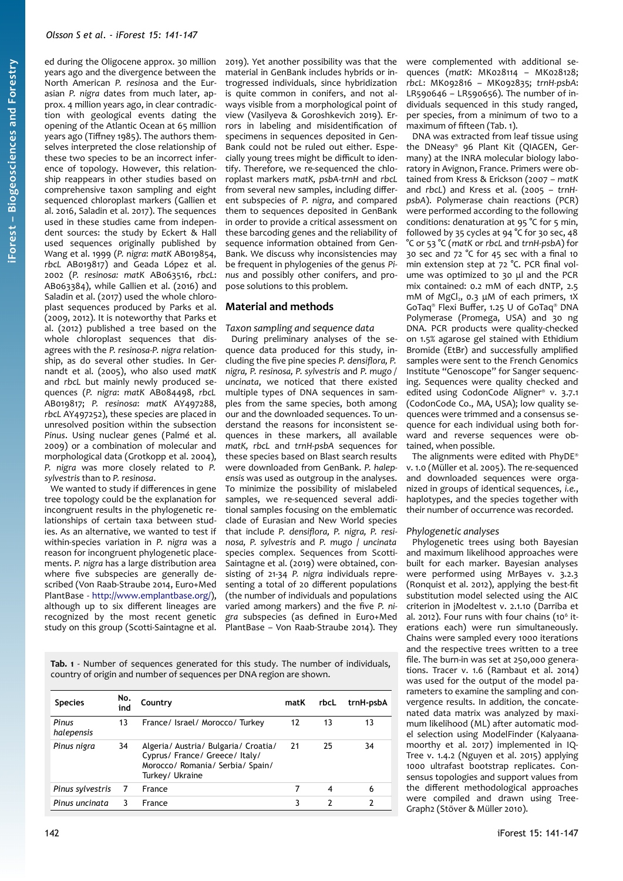ed during the Oligocene approx. 30 million years ago and the divergence between the North American *P. resinosa* and the Eurasian *P. nigra* dates from much later, approx. 4 million years ago, in clear contradiction with geological events dating the opening of the Atlantic Ocean at 65 million years ago (Tiffney 1985). The authors themselves interpreted the close relationship of these two species to be an incorrect inference of topology. However, this relationship reappears in other studies based on comprehensive taxon sampling and eight sequenced chloroplast markers (Gallien et al. 2016, Saladin et al. 2017). The sequences used in these studies came from independent sources: the study by Eckert & Hall used sequences originally published by Wang et al. 1999 (*P. nigra*: *matK* AB019854, *rbcL* AB019817) and Geada López et al. 2002 (*P. resinosa: matK* AB063516, *rbcL*: AB063384), while Gallien et al. (2016) and Saladin et al. (2017) used the whole chloroplast sequences produced by Parks et al. (2009, 2012). It is noteworthy that Parks et al. (2012) published a tree based on the whole chloroplast sequences that disagrees with the *P. resinosa*-*P. nigra* relationship, as do several other studies. In Gernandt et al. (2005), who also used *matK* and *rbcL* but mainly newly produced sequences (*P. nigra*: *matK* AB084498, *rbcL* AB019817; *P. resinosa*: *matK* AY497288, *rbcL* AY497252), these species are placed in unresolved position within the subsection *Pinus*. Using nuclear genes (Palmé et al. 2009) or a combination of molecular and morphological data (Grotkopp et al. 2004), *P. nigra* was more closely related to *P. sylvestris* than to *P. resinosa*.

We wanted to study if differences in gene tree topology could be the explanation for incongruent results in the phylogenetic relationships of certain taxa between studies. As an alternative, we wanted to test if within-species variation in *P. nigra* was a reason for incongruent phylogenetic placements. *P. nigra* has a large distribution area where five subspecies are generally described (Von Raab-Straube 2014, Euro+Med PlantBase - http://www.emplantbase.org/), although up to six different lineages are recognized by the most recent genetic study on this group (Scotti-Saintagne et al. 2019). Yet another possibility was that the material in GenBank includes hybrids or introgressed individuals, since hybridization is quite common in conifers, and not always visible from a morphological point of view (Vasilyeva & Goroshkevich 2019). Errors in labeling and misidentification of specimens in sequences deposited in GenBank could not be ruled out either. Especially young trees might be difficult to identify. Therefore, we re-sequenced the chloroplast markers *matK*, *psbA-trnH* and *rbcL* from several new samples, including different subspecies of *P. nigra*, and compared them to sequences deposited in GenBank in order to provide a critical assessment on these barcoding genes and the reliability of sequence information obtained from GenBank. We discuss why inconsistencies may be frequent in phylogenies of the genus *Pinus* and possibly other conifers, and propose solutions to this problem.

## Material and methods

### *Taxon sampling and sequence data*

During preliminary analyses of the sequence data produced for this study, including the five pine species *P. densiflora, P. nigra, P. resinosa, P. sylvestris* and *P. mugo* / *uncinata*, we noticed that there existed multiple types of DNA sequences in samples from the same species, both among our and the downloaded sequences. To understand the reasons for inconsistent sequences in these markers, all available *matK, rbcL* and *trnH-psbA* sequences for these species based on Blast search results were downloaded from GenBank. *P. halepensis* was used as outgroup in the analyses. To minimize the possibility of mislabeled samples, we re-sequenced several additional samples focusing on the emblematic clade of Eurasian and New World species that include *P. densiflora, P. nigra, P. resinosa, P. sylvestris* and *P. mugo* / *uncinata* species complex. Sequences from Scotti-Saintagne et al. (2019) were obtained, consisting of 21-34 *P. nigra* individuals representing a total of 20 different populations (the number of individuals and populations varied among markers) and the five *P. nigra* subspecies (as defined in Euro+Med PlantBase – Von Raab-Straube 2014). They were complemented with additional sequences (*matK*: MK028114 – MK028128; *rbcL*: MK092816 – MK092835; *trnH-psbA*: LR590646 – LR590656). The number of individuals sequenced in this study ranged, per species, from a minimum of two to a maximum of fifteen (Tab. 1).

DNA was extracted from leaf tissue using the DNeasy® 96 Plant Kit (QIAGEN, Germany) at the INRA molecular biology laboratory in Avignon, France. Primers were obtained from Kress & Erickson (2007 – *matK* and *rbcL*) and Kress et al. (2005 – *trnH-psbA*). Polymerase chain reactions (PCR) were performed according to the following conditions: denaturation at 95 °C for 5 min, followed by 35 cycles at 94 °C for 30 sec, 48 °C or 53 °C (*matK* or *rbcL* and *trnH-psbA*) for 30 sec and 72 °C for 45 sec with a final 10 min extension step at 72 °C. PCR final volume was optimized to 30 µl and the PCR mix contained: 0.2 mM of each dNTP, 2.5 mM of $MgCl_2$, 0.3 µM of each primers, 1X GoTaq® Flexi Buffer, 1.25 U of GoTaq® DNA Polymerase (Promega, USA) and 30 ng DNA. PCR products were quality-checked on 1.5% agarose gel stained with Ethidium Bromide (EtBr) and successfully amplified samples were sent to the French Genomics Institute "Genoscope" for Sanger sequencing. Sequences were quality checked and edited using CodonCode Aligner® v. 3.7.1 (CodonCode Co., MA, USA); low quality sequences were trimmed and a consensus sequence for each individual using both forward and reverse sequences were obtained, when possible.

The alignments were edited with PhyDE® v. 1.0 (Müller et al. 2005). The re-sequenced and downloaded sequences were organized in groups of identical sequences, *i.e.*, haplotypes, and the species together with their number of occurrence was recorded.

### *Phylogenetic analyses*

Phylogenetic trees using both Bayesian and maximum likelihood approaches were built for each marker. Bayesian analyses were performed using MrBayes v. 3.2.3 (Ronquist et al. 2012), applying the best-fit substitution model selected using the AIC criterion in jModeltest v. 2.1.10 (Darriba et al. 2012). Four runs with four chains ($10^6$ iterations each) were run simultaneously. Chains were sampled every 1000 iterations and the respective trees written to a tree file. The burn-in was set at 250,000 generations. Tracer v. 1.6 (Rambaut et al. 2014) was used for the output of the model parameters to examine the sampling and convergence results. In addition, the concatenated data matrix was analyzed by maximum likelihood (ML) after automatic model selection using ModelFinder (Kalyaanamoorthy et al. 2017) implemented in IQ-Tree v. 1.4.2 (Nguyen et al. 2015) applying 1000 ultrafast bootstrap replicates. Consensus topologies and support values from the different methodological approaches were compiled and drawn using TreeGraph2 (Stöver & Müller 2010).

**Tab. 1** - Number of sequences generated for this study. The number of individuals, country of origin and number of sequences per DNA region are shown.

| Species | No. ind | Country | matK | rbcL | trnH-psbA |
|---|---|---|---|---|---|
| *Pinus halepensis* | 13 | France/ Israel/ Morocco/ Turkey | 12 | 13 | 13 |
| *Pinus nigra* | 34 | Algeria/ Austria/ Bulgaria/ Croatia/ Cyprus/ France/ Greece/ Italy/ Morocco/ Romania/ Serbia/ Spain/ Turkey/ Ukraine | 21 | 25 | 34 |
| *Pinus sylvestris* | 7 | France | 7 | 4 | 6 |
| *Pinus uncinata* | 3 | France | 3 | 2 | 2 |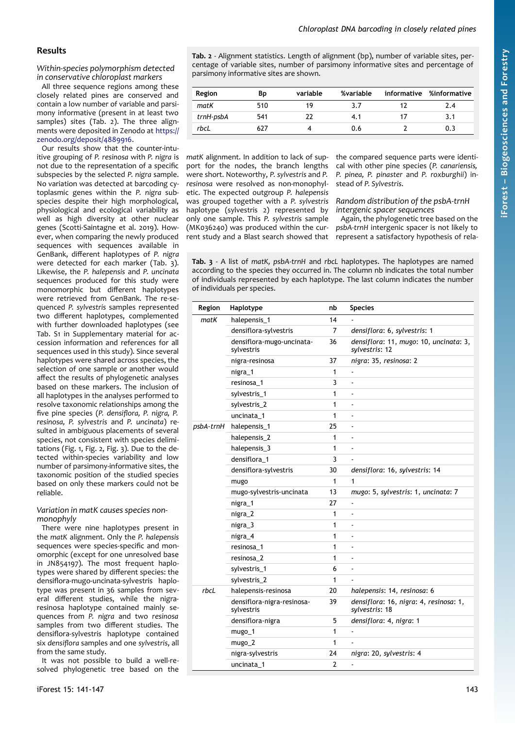## Results

### Within-species polymorphism detected in conservative chloroplast markers

All three sequence regions among these closely related pines are conserved and contain a low number of variable and parsimony informative (present in at least two samples) sites (Tab. 2). The three alignments were deposited in Zenodo at https://zenodo.org/deposit/4889916.

Our results show that the counter-intuitive grouping of *P. resinosa* with *P. nigra* is not due to the representation of a specific subspecies by the selected *P. nigra* sample. No variation was detected at barcoding cytoplasmic genes within the *P. nigra* subspecies despite their high morphological, physiological and ecological variability as well as high diversity at other nuclear genes (Scotti-Saintagne et al. 2019). However, when comparing the newly produced sequences with sequences available in GenBank, different haplotypes of *P. nigra* were detected for each marker (Tab. 3). Likewise, the *P. halepensis* and *P. uncinata* sequences produced for this study were monomorphic but different haplotypes were retrieved from GenBank. The re-sequenced *P. sylvestris* samples represented two different haplotypes, complemented with further downloaded haplotypes (see Tab. S1 in Supplementary material for accession information and references for all sequences used in this study). Since several haplotypes were shared across species, the selection of one sample or another would affect the results of phylogenetic analyses based on these markers. The inclusion of all haplotypes in the analyses performed to resolve taxonomic relationships among the five pine species (*P. densiflora, P. nigra, P. resinosa, P. sylvestris* and *P. uncinata*) resulted in ambiguous placements of several species, not consistent with species delimitations (Fig. 1, Fig. 2, Fig. 3). Due to the detected within-species variability and low number of parsimony-informative sites, the taxonomic position of the studied species based on only these markers could not be reliable.

### Variation in matK causes species non-monophyly

There were nine haplotypes present in the *matK* alignment. Only the *P. halepensis* sequences were species-specific and monomorphic (except for one unresolved base in JN854197). The most frequent haplotypes were shared by different species: the densiflora-mugo-uncinata-sylvestris haplotype was present in 36 samples from several different studies, while the nigra-resinosa haplotype contained mainly sequences from *P. nigra* and two *resinosa* samples from two different studies. The densiflora-sylvestris haplotype contained six *densiflora* samples and one *sylvestris*, all from the same study.

It was not possible to build a well-resolved phylogenetic tree based on the *matK* alignment. In addition to lack of support for the nodes, the branch lengths were short. Noteworthy, *P. sylvestris* and *P. resinosa* were resolved as non-monophyletic. The expected outgroup *P. halepensis* was grouped together with a *P. sylvestris* haplotype (sylvestris 2) represented by only one sample. This *P. sylvestris* sample (MK036240) was produced within the current study and a Blast search showed that the compared sequence parts were identical with other pine species (*P. canariensis, P. pinea, P. pinaster* and *P. roxburghii*) instead of *P. Sylvestris*.

### Random distribution of the psbA-trnH intergenic spacer sequences

Again, the phylogenetic tree based on the *psbA-trnH* intergenic spacer is not likely to represent a satisfactory hypothesis of rela-

**Tab. 2** - Alignment statistics. Length of alignment (bp), number of variable sites, percentage of variable sites, number of parsimony informative sites and percentage of parsimony informative sites are shown.

| Region | Bp | variable | %variable | informative | %informative |
|---|---|---|---|---|---|
| *matK* | 510 | 19 | 3.7 | 12 | 2.4 |
| *trnH-psbA* | 541 | 22 | 4.1 | 17 | 3.1 |
| *rbcL* | 627 | 4 | 0.6 | 2 | 0.3 |

**Tab. 3** - A list of *matK, psbA-trnH* and *rbcL* haplotypes. The haplotypes are named according to the species they occurred in. The column nb indicates the total number of individuals represented by each haplotype. The last column indicates the number of individuals per species.

| Region | Haplotype | nb | Species |
|---|---|---|---|
| *matK* | halepensis_1 | 14 | - |
| | densiflora-sylvestris | 7 | *densiflora*: 6, *sylvestris*: 1 |
| | densiflora-mugo-uncinata-sylvestris | 36 | *densiflora*: 11, *mugo*: 10, *uncinata*: 3, *sylvestris*: 12 |
| | nigra-resinosa | 37 | *nigra*: 35, *resinosa*: 2 |
| | nigra_1 | 1 | - |
| | resinosa_1 | 3 | - |
| | sylvestris_1 | 1 | - |
| | sylvestris_2 | 1 | - |
| | uncinata_1 | 1 | - |
| *psbA-trnH* | halepensis_1 | 25 | - |
| | halepensis_2 | 1 | - |
| | halepensis_3 | 1 | - |
| | densiflora_1 | 3 | - |
| | densiflora-sylvestris | 30 | *densiflora*: 16, *sylvestris*: 14 |
| | mugo | 1 | 1 |
| | mugo-sylvestris-uncinata | 13 | *mugo*: 5, *sylvestris*: 1, *uncinata*: 7 |
| | nigra_1 | 27 | - |
| | nigra_2 | 1 | - |
| | nigra_3 | 1 | - |
| | nigra_4 | 1 | - |
| | resinosa_1 | 1 | - |
| | resinosa_2 | 1 | - |
| | sylvestris_1 | 6 | - |
| | sylvestris_2 | 1 | - |
| *rbcL* | halepensis-resinosa | 20 | *halepensis*: 14, *resinosa*: 6 |
| | densiflora-nigra-resinosa-sylvestris | 39 | *densiflora*: 16, *nigra*: 4, *resinosa*: 1, *sylvestris*: 18 |
| | densiflora-nigra | 5 | *densiflora*: 4, *nigra*: 1 |
| | mugo_1 | 1 | - |
| | mugo_2 | 1 | - |
| | nigra-sylvestris | 24 | *nigra*: 20, *sylvestris*: 4 |
| | uncinata_1 | 2 | - |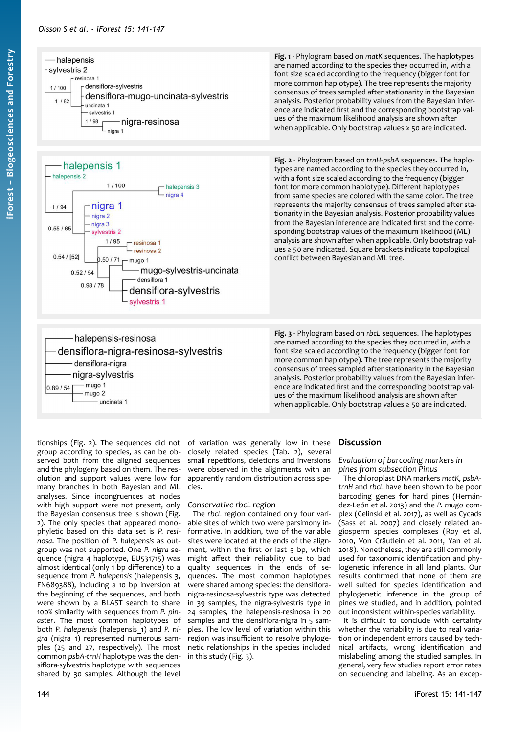Fig. 1 - Phylogram based on *matK* sequences. The haplotypes are named according to the species they occurred in, with a font size scaled according to the frequency (bigger font for more common haplotype). The tree represents the majority consensus of trees sampled after stationarity in the Bayesian analysis. Posterior probability values from the Bayesian inference are indicated first and the corresponding bootstrap values of the maximum likelihood analysis are shown after when applicable. Only bootstrap values ≥ 50 are indicated.

Fig. 2 - Phylogram based on *trnH-psbA* sequences. The haplotypes are named according to the species they occurred in, with a font size scaled according to the frequency (bigger font for more common haplotype). Different haplotypes from same species are colored with the same color. The tree represents the majority consensus of trees sampled after stationarity in the Bayesian analysis. Posterior probability values from the Bayesian inference are indicated first and the corresponding bootstrap values of the maximum likelihood (ML) analysis are shown after when applicable. Only bootstrap values ≥ 50 are indicated. Square brackets indicate topological conflict between Bayesian and ML tree.

Fig. 3 - Phylogram based on *rbcL* sequences. The haplotypes are named according to the species they occurred in, with a font size scaled according to the frequency (bigger font for more common haplotype). The tree represents the majority consensus of trees sampled after stationarity in the Bayesian analysis. Posterior probability values from the Bayesian inference are indicated first and the corresponding bootstrap values of the maximum likelihood analysis are shown after when applicable. Only bootstrap values ≥ 50 are indicated.

tionships (Fig. 2). The sequences did not group according to species, as can be observed both from the aligned sequences and the phylogeny based on them. The resolution and support values were low for many branches in both Bayesian and ML analyses. Since incongruences at nodes with high support were not present, only the Bayesian consensus tree is shown (Fig. 2). The only species that appeared monophyletic based on this data set is *P. resinosa*. The position of *P. halepensis* as outgroup was not supported. One *P. nigra* sequence (nigra 4 haplotype, EU531715) was almost identical (only 1 bp difference) to a sequence from *P. halepensis* (halepensis 3, FN689388), including a 10 bp inversion at the beginning of the sequences, and both were shown by a BLAST search to share 100% similarity with sequences from *P. pinaster*. The most common haplotypes of both *P. halepensis* (halepensis_1) and *P. nigra* (nigra_1) represented numerous samples (25 and 27, respectively). The most common *psbA-trnH* haplotype was the densiflora-sylvestris haplotype with sequences shared by 30 samples. Although the level of variation was generally low in these closely related species (Tab. 2), several small repetitions, deletions and inversions were observed in the alignments with an apparently random distribution across species.

### Conservative rbcL region

The *rbcL* region contained only four variable sites of which two were parsimony informative. In addition, two of the variable sites were located at the ends of the alignment, within the first or last 5 bp, which might affect their reliability due to bad quality sequences in the ends of sequences. The most common haplotypes were shared among species: the densiflora-nigra-resinosa-sylvestris type was detected in 39 samples, the nigra-sylvestris type in 24 samples, the halepensis-resinosa in 20 samples and the densiflora-nigra in 5 samples. The low level of variation within this region was insufficient to resolve phylogenetic relationships in the species included in this study (Fig. 3).

## Discussion

### Evaluation of barcoding markers in pines from subsection Pinus

The chloroplast DNA markers *matK*, *psbA-trnH* and *rbcL* have been shown to be poor barcoding genes for hard pines (Hernández-León et al. 2013) and the *P. mugo* complex (Celinski et al. 2017), as well as Cycads (Sass et al. 2007) and closely related angiosperm species complexes (Roy et al. 2010, Von Cräutlein et al. 2011, Yan et al. 2018). Nonetheless, they are still commonly used for taxonomic identification and phylogenetic inference in all land plants. Our results confirmed that none of them are well suited for species identification and phylogenetic inference in the group of pines we studied, and in addition, pointed out inconsistent within-species variability.

It is difficult to conclude with certainty whether the variability is due to real variation or independent errors caused by technical artifacts, wrong identification and mislabeling among the studied samples. In general, very few studies report error rates on sequencing and labeling. As an excep-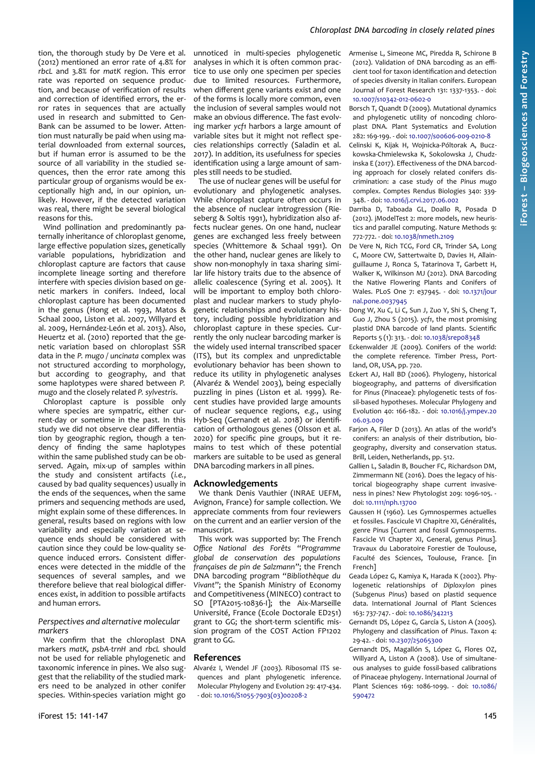tion, the thorough study by De Vere et al. (2012) mentioned an error rate of 4.8% for *rbcL* and 3.8% for *matK* region. This error rate was reported on sequence production, and because of verification of results and correction of identified errors, the error rates in sequences that are actually used in research and submitted to GenBank can be assumed to be lower. Attention must naturally be paid when using material downloaded from external sources, but if human error is assumed to be the source of all variability in the studied sequences, then the error rate among this particular group of organisms would be exceptionally high and, in our opinion, unlikely. However, if the detected variation was real, there might be several biological reasons for this.

Wind pollination and predominantly paternally inheritance of chloroplast genome, large effective population sizes, genetically variable populations, hybridization and chloroplast capture are factors that cause incomplete lineage sorting and therefore interfere with species division based on genetic markers in conifers. Indeed, local chloroplast capture has been documented in the genus (Hong et al. 1993, Matos & Schaal 2000, Liston et al. 2007, Willyard et al. 2009, Hernández-León et al. 2013). Also, Heuertz et al. (2010) reported that the genetic variation based on chloroplast SSR data in the *P. mugo* / *uncinata* complex was not structured according to morphology, but according to geography, and that some haplotypes were shared between *P. mugo* and the closely related *P. sylvestris*.

Chloroplast capture is possible only where species are sympatric, either current-day or sometime in the past. In this study we did not observe clear differentiation by geographic region, though a tendency of finding the same haplotypes within the same published study can be observed. Again, mix-up of samples within the study and consistent artifacts (*i.e.*, caused by bad quality sequences) usually in the ends of the sequences, when the same primers and sequencing methods are used, might explain some of these differences. In general, results based on regions with low variability and especially variation at sequence ends should be considered with caution since they could be low-quality sequence induced errors. Consistent differences were detected in the middle of the sequences of several samples, and we therefore believe that real biological differences exist, in addition to possible artifacts and human errors.

### *Perspectives and alternative molecular markers*

We confirm that the chloroplast DNA markers *matK*, *psbA-trnH* and *rbcL* should not be used for reliable phylogenetic and taxonomic inference in pines. We also suggest that the reliability of the studied markers need to be analyzed in other conifer species. Within-species variation might go unnoticed in multi-species phylogenetic analyses in which it is often common practice to use only one specimen per species due to limited resources. Furthermore, when different gene variants exist and one of the forms is locally more common, even the inclusion of several samples would not make an obvious difference. The fast evolving marker *ycf1* harbors a large amount of variable sites but it might not reflect species relationships correctly (Saladin et al. 2017). In addition, its usefulness for species identification using a large amount of samples still needs to be studied.

The use of nuclear genes will be useful for evolutionary and phylogenetic analyses. While chloroplast capture often occurs in the absence of nuclear introgression (Rieseberg & Soltis 1991), hybridization also affects nuclear genes. On one hand, nuclear genes are exchanged less freely between species (Whittemore & Schaal 1991). On the other hand, nuclear genes are likely to show non-monophyly in taxa sharing similar life history traits due to the absence of allelic coalescence (Syring et al. 2005). It will be important to employ both chloroplast and nuclear markers to study phylogenetic relationships and evolutionary history, including possible hybridization and chloroplast capture in these species. Currently the only nuclear barcoding marker is the widely used internal transcribed spacer (ITS), but its complex and unpredictable evolutionary behavior has been shown to reduce its utility in phylogenetic analyses (Alvaréz & Wendel 2003), being especially puzzling in pines (Liston et al. 1999). Recent studies have provided large amounts of nuclear sequence regions, *e.g.*, using Hyb-Seq (Gernandt et al. 2018) or identification of orthologous genes (Olsson et al. 2020) for specific pine groups, but it remains to test which of these potential markers are suitable to be used as general DNA barcoding markers in all pines.

## Acknowledgements

We thank Denis Vauthier (INRAE UEFM, Avignon, France) for sample collection. We appreciate comments from four reviewers on the current and an earlier version of the manuscript.

This work was supported by: The French *Office National des Forêts* "*Programme global de conservation des populations françaises de pin de Salzmann*"; the French DNA barcoding program "*Bibliothèque du Vivant*"; the Spanish Ministry of Economy and Competitiveness (MINECO) contract to SO [PTA2015-10836-I]; the Aix-Marseille Université, France (Ecole Doctorale ED251) grant to GG; the short-term scientific mission program of the COST Action FP1202 grant to GG.

## References

Alvaréz I, Wendel JF (2003). Ribosomal ITS sequences and plant phylogenetic inference. Molecular Phylogeny and Evolution 29: 417-434. - doi: 10.1016/S1055-7903(03)00208-2

Armenise L, Simeone MC, Piredda R, Schirone B (2012). Validation of DNA barcoding as an efficient tool for taxon identification and detection of species diversity in Italian conifers. European Journal of Forest Research 131: 1337-1353. - doi: 10.1007/s10342-012-0602-0

Borsch T, Quandt D (2009). Mutational dynamics and phylogenetic utility of noncoding chloroplast DNA. Plant Systematics and Evolution 282: 169-199. - doi: 10.1007/s00606-009-0210-8

Celinski K, Kijak H, Wojnicka-Półtorak A, Buczkowska-Chmielewska K, Sokolowska J, Chudzinska E (2017). Effectiveness of the DNA barcoding approach for closely related conifers discrimination: a case study of the *Pinus mugo* complex. Comptes Rendus Biologies 340: 339-348. - doi: 10.1016/j.crvi.2017.06.002

Darriba D, Taboada GL, Doallo R, Posada D (2012). jModelTest 2: more models, new heuristics and parallel computing. Nature Methods 9: 772-772. - doi: 10.1038/nmeth.2109

De Vere N, Rich TCG, Ford CR, Trinder SA, Long C, Moore CW, Sattertwaite D, Davies H, Allainguillaume J, Ronca S, Tatarinova T, Garbett H, Walker K, Wilkinson MJ (2012). DNA Barcoding the Native Flowering Plants and Conifers of Wales. PLoS One 7: e37945. - doi: 10.1371/journal.pone.0037945

Dong W, Xu C, Li C, Sun J, Zuo Y, Shi S, Cheng T, Guo J, Zhou S (2015). *ycf1*, the most promising plastid DNA barcode of land plants. Scientific Reports 5 (1): 313. - doi: 10.1038/srep08348

Eckenwalder JE (2009). Conifers of the world: the complete reference. Timber Press, Portland, OR, USA, pp. 720.

Eckert AJ, Hall BD (2006). Phylogeny, historical biogeography, and patterns of diversification for *Pinus* (Pinaceae): phylogenetic tests of fossil-based hypotheses. Molecular Phylogeny and Evolution 40: 166-182. - doi: 10.1016/j.ympev.2006.03.009

Farjon A, Filer D (2013). An atlas of the world's conifers: an analysis of their distribution, biogeography, diversity and conservation status. Brill, Leiden, Netherlands, pp. 512.

Gallien L, Saladin B, Boucher FC, Richardson DM, Zimmermann NE (2016). Does the legacy of historical biogeography shape current invasiveness in pines? New Phytologist 209: 1096-105. - doi: 10.1111/nph.13700

Gaussen H (1960). Les Gymnospermes actuelles et fossiles. Fascicule VI Chapitre XI, Généralités, genre *Pinus* [Current and fossil Gymnosperms. Fascicle VI Chapter XI, General, genus *Pinus*]. Travaux du Laboratoire Forestier de Toulouse, Faculté des Sciences, Toulouse, France. [in French]

Geada López G, Kamiya K, Harada K (2002). Phylogenetic relationships of *Diploxylon* pines (Subgenus *Pinus*) based on plastid sequence data. International Journal of Plant Sciences 163: 737-747. - doi: 10.1086/342213

Gernandt DS, López G, García S, Liston A (2005). Phylogeny and classification of *Pinus*. Taxon 4: 29-42. - doi: 10.2307/25065300

Gernandt DS, Magallón S, López G, Flores OZ, Willyard A, Liston A (2008). Use of simultaneous analyses to guide fossil-based calibrations of Pinaceae phylogeny. International Journal of Plant Sciences 169: 1086-1099. - doi: 10.1086/590472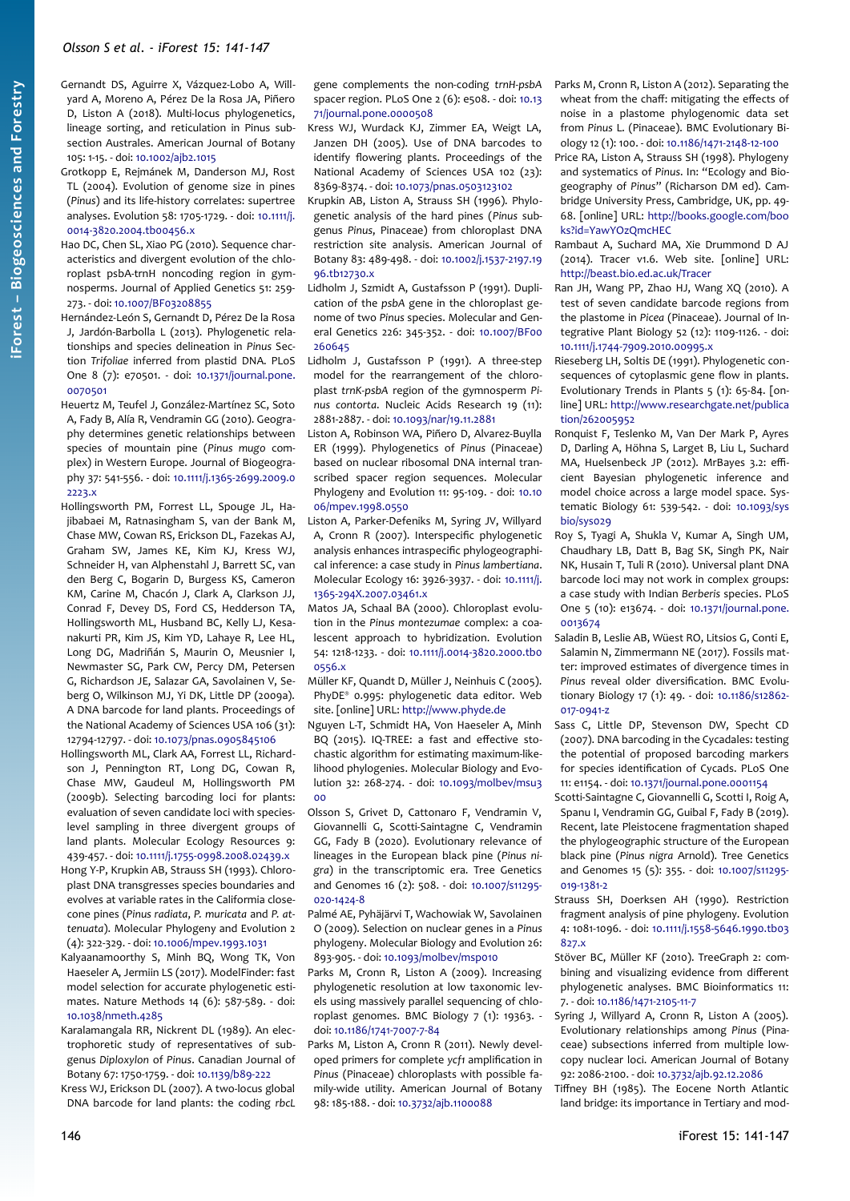Gernandt DS, Aguirre X, Vázquez-Lobo A, Willyard A, Moreno A, Pérez De la Rosa JA, Piñero D, Liston A (2018). Multi-locus phylogenetics, lineage sorting, and reticulation in Pinus subsection Australes. American Journal of Botany 105: 1-15. - doi: 10.1002/ajb2.1015

Grotkopp E, Rejmánek M, Danderson MJ, Rost TL (2004). Evolution of genome size in pines (*Pinus*) and its life-history correlates: supertree analyses. Evolution 58: 1705-1729. - doi: 10.1111/j.0014-3820.2004.tb00456.x

Hao DC, Chen SL, Xiao PG (2010). Sequence characteristics and divergent evolution of the chloroplast psbA-trnH noncoding region in gymnosperms. Journal of Applied Genetics 51: 259-273. - doi: 10.1007/BF03208855

Hernández-León S, Gernandt D, Pérez De la Rosa J, Jardón-Barbolla L (2013). Phylogenetic relationships and species delineation in *Pinus* Section *Trifoliae* inferred from plastid DNA. PLoS One 8 (7): e70501. - doi: 10.1371/journal.pone.0070501

Heuertz M, Teufel J, González-Martínez SC, Soto A, Fady B, Alía R, Vendramin GG (2010). Geography determines genetic relationships between species of mountain pine (*Pinus mugo* complex) in Western Europe. Journal of Biogeography 37: 541-556. - doi: 10.1111/j.1365-2699.2009.02223.x

Hollingsworth PM, Forrest LL, Spouge JL, Hajibabaei M, Ratnasingham S, van der Bank M, Chase MW, Cowan RS, Erickson DL, Fazekas AJ, Graham SW, James KE, Kim KJ, Kress WJ, Schneider H, van Alphenstahl J, Barrett SC, van den Berg C, Bogarin D, Burgess KS, Cameron KM, Carine M, Chacón J, Clark A, Clarkson JJ, Conrad F, Devey DS, Ford CS, Hedderson TA, Hollingsworth ML, Husband BC, Kelly LJ, Kesanakurti PR, Kim JS, Kim YD, Lahaye R, Lee HL, Long DG, Madriñán S, Maurin O, Meusnier I, Newmaster SG, Park CW, Percy DM, Petersen G, Richardson JE, Salazar GA, Savolainen V, Seberg O, Wilkinson MJ, Yi DK, Little DP (2009a). A DNA barcode for land plants. Proceedings of the National Academy of Sciences USA 106 (31): 12794-12797. - doi: 10.1073/pnas.0905845106

Hollingsworth ML, Clark AA, Forrest LL, Richardson J, Pennington RT, Long DG, Cowan R, Chase MW, Gaudeul M, Hollingsworth PM (2009b). Selecting barcoding loci for plants: evaluation of seven candidate loci with species-level sampling in three divergent groups of land plants. Molecular Ecology Resources 9: 439-457. - doi: 10.1111/j.1755-0998.2008.02439.x

Hong Y-P, Krupkin AB, Strauss SH (1993). Chloroplast DNA transgresses species boundaries and evolves at variable rates in the California closed-cone pines (*Pinus radiata*, *P. muricata* and *P. attenuata*). Molecular Phylogeny and Evolution 2 (4): 322-329. - doi: 10.1006/mpev.1993.1031

Kalyaanamoorthy S, Minh BQ, Wong TK, Von Haeseler A, Jermiin LS (2017). ModelFinder: fast model selection for accurate phylogenetic estimates. Nature Methods 14 (6): 587-589. - doi: 10.1038/nmeth.4285

Karalamangala RR, Nickrent DL (1989). An electrophoretic study of representatives of subgenus *Diploxylon* of *Pinus*. Canadian Journal of Botany 67: 1750-1759. - doi: 10.1139/b89-222

Kress WJ, Erickson DL (2007). A two-locus global DNA barcode for land plants: the coding *rbcL* gene complements the non-coding *trnH-psbA* spacer region. PLoS One 2 (6): e508. - doi: 10.1371/journal.pone.0000508

Kress WJ, Wurdack KJ, Zimmer EA, Weigt LA, Janzen DH (2005). Use of DNA barcodes to identify flowering plants. Proceedings of the National Academy of Sciences USA 102 (23): 8369-8374. - doi: 10.1073/pnas.0503123102

Krupkin AB, Liston A, Strauss SH (1996). Phylogenetic analysis of the hard pines (*Pinus* subgenus *Pinus*, Pinaceae) from chloroplast DNA restriction site analysis. American Journal of Botany 83: 489-498. - doi: 10.1002/j.1537-2197.1996.tb12730.x

Lidholm J, Szmidt A, Gustafsson P (1991). Duplication of the *psbA* gene in the chloroplast genome of two *Pinus* species. Molecular and General Genetics 226: 345-352. - doi: 10.1007/BF00260645

Lidholm J, Gustafsson P (1991). A three-step model for the rearrangement of the chloroplast *trnK-psbA* region of the gymnosperm *Pinus contorta*. Nucleic Acids Research 19 (11): 2881-2887. - doi: 10.1093/nar/19.11.2881

Liston A, Robinson WA, Piñero D, Alvarez-Buylla ER (1999). Phylogenetics of *Pinus* (Pinaceae) based on nuclear ribosomal DNA internal transcribed spacer region sequences. Molecular Phylogeny and Evolution 11: 95-109. - doi: 10.1006/mpev.1998.0550

Liston A, Parker-Defeniks M, Syring JV, Willyard A, Cronn R (2007). Interspecific phylogenetic analysis enhances intraspecific phylogeographical inference: a case study in *Pinus lambertiana*. Molecular Ecology 16: 3926-3937. - doi: 10.1111/j.1365-294X.2007.03461.x

Matos JA, Schaal BA (2000). Chloroplast evolution in the *Pinus montezumae* complex: a coalescent approach to hybridization. Evolution 54: 1218-1233. - doi: 10.1111/j.0014-3820.2000.tb00556.x

Müller KF, Quandt D, Müller J, Neinhuis C (2005). PhyDE® 0.995: phylogenetic data editor. Web site. [online] URL: http://www.phyde.de

Nguyen L-T, Schmidt HA, Von Haeseler A, Minh BQ (2015). IQ-TREE: a fast and effective stochastic algorithm for estimating maximum-likelihood phylogenies. Molecular Biology and Evolution 32: 268-274. - doi: 10.1093/molbev/msu300

Olsson S, Grivet D, Cattonaro F, Vendramin V, Giovannelli G, Scotti-Saintagne C, Vendramin GG, Fady B (2020). Evolutionary relevance of lineages in the European black pine (*Pinus nigra*) in the transcriptomic era. Tree Genetics and Genomes 16 (2): 508. - doi: 10.1007/s11295-020-1424-8

Palmé AE, Pyhäjärvi T, Wachowiak W, Savolainen O (2009). Selection on nuclear genes in a *Pinus* phylogeny. Molecular Biology and Evolution 26: 893-905. - doi: 10.1093/molbev/msp010

Parks M, Cronn R, Liston A (2009). Increasing phylogenetic resolution at low taxonomic levels using massively parallel sequencing of chloroplast genomes. BMC Biology 7 (1): 19363. - doi: 10.1186/1741-7007-7-84

Parks M, Liston A, Cronn R (2011). Newly developed primers for complete *ycf1* amplification in *Pinus* (Pinaceae) chloroplasts with possible family-wide utility. American Journal of Botany 98: 185-188. - doi: 10.3732/ajb.1100088

Parks M, Cronn R, Liston A (2012). Separating the wheat from the chaff: mitigating the effects of noise in a plastome phylogenomic data set from *Pinus* L. (Pinaceae). BMC Evolutionary Biology 12 (1): 100. - doi: 10.1186/1471-2148-12-100

Price RA, Liston A, Strauss SH (1998). Phylogeny and systematics of *Pinus*. In: "Ecology and Biogeography of *Pinus*" (Richarson DM ed). Cambridge University Press, Cambridge, UK, pp. 49-68. [online] URL: http://books.google.com/books?id=YawYOzQmcHEC

Rambaut A, Suchard MA, Xie Drummond D AJ (2014). Tracer v1.6. Web site. [online] URL: http://beast.bio.ed.ac.uk/Tracer

Ran JH, Wang PP, Zhao HJ, Wang XQ (2010). A test of seven candidate barcode regions from the plastome in *Picea* (Pinaceae). Journal of Integrative Plant Biology 52 (12): 1109-1126. - doi: 10.1111/j.1744-7909.2010.00995.x

Rieseberg LH, Soltis DE (1991). Phylogenetic consequences of cytoplasmic gene flow in plants. Evolutionary Trends in Plants 5 (1): 65-84. [online] URL: http://www.researchgate.net/publication/262005952

Ronquist F, Teslenko M, Van Der Mark P, Ayres D, Darling A, Höhna S, Larget B, Liu L, Suchard MA, Huelsenbeck JP (2012). MrBayes 3.2: efficient Bayesian phylogenetic inference and model choice across a large model space. Systematic Biology 61: 539-542. - doi: 10.1093/sysbio/sys029

Roy S, Tyagi A, Shukla V, Kumar A, Singh UM, Chaudhary LB, Datt B, Bag SK, Singh PK, Nair NK, Husain T, Tuli R (2010). Universal plant DNA barcode loci may not work in complex groups: a case study with Indian *Berberis* species. PLoS One 5 (10): e13674. - doi: 10.1371/journal.pone.0013674

Saladin B, Leslie AB, Wüest RO, Litsios G, Conti E, Salamin N, Zimmermann NE (2017). Fossils matter: improved estimates of divergence times in *Pinus* reveal older diversification. BMC Evolutionary Biology 17 (1): 49. - doi: 10.1186/s12862-017-0941-z

Sass C, Little DP, Stevenson DW, Specht CD (2007). DNA barcoding in the Cycadales: testing the potential of proposed barcoding markers for species identification of Cycads. PLoS One 11: e1154. - doi: 10.1371/journal.pone.0001154

Scotti-Saintagne C, Giovannelli G, Scotti I, Roig A, Spanu I, Vendramin GG, Guibal F, Fady B (2019). Recent, late Pleistocene fragmentation shaped the phylogeographic structure of the European black pine (*Pinus nigra* Arnold). Tree Genetics and Genomes 15 (5): 355. - doi: 10.1007/s11295-019-1381-2

Strauss SH, Doerksen AH (1990). Restriction fragment analysis of pine phylogeny. Evolution 4: 1081-1096. - doi: 10.1111/j.1558-5646.1990.tb03827.x

Stöver BC, Müller KF (2010). TreeGraph 2: combining and visualizing evidence from different phylogenetic analyses. BMC Bioinformatics 11: 7. - doi: 10.1186/1471-2105-11-7

Syring J, Willyard A, Cronn R, Liston A (2005). Evolutionary relationships among *Pinus* (Pinaceae) subsections inferred from multiple low-copy nuclear loci. American Journal of Botany 92: 2086-2100. - doi: 10.3732/ajb.92.12.2086

Tiffney BH (1985). The Eocene North Atlantic land bridge: its importance in Tertiary and mod-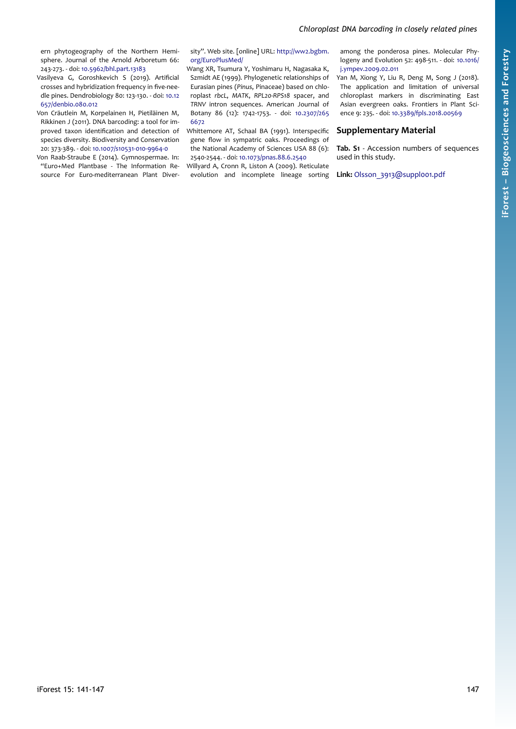ern phytogeography of the Northern Hemisphere. Journal of the Arnold Arboretum 66: 243-273. - doi: 10.5962/bhl.part.13183

Vasilyeva G, Goroshkevich S (2019). Artificial crosses and hybridization frequency in five-needle pines. Dendrobiology 80: 123-130. - doi: 10.12657/denbio.080.012

Von Cräutlein M, Korpelainen H, Pietiläinen M, Rikkinen J (2011). DNA barcoding: a tool for improved taxon identification and detection of species diversity. Biodiversity and Conservation 20: 373-389. - doi: 10.1007/s10531-010-9964-0

Von Raab-Straube E (2014). Gymnospermae. In: "Euro+Med Plantbase - The Information Resource For Euro-mediterranean Plant Diversity". Web site. [online] URL: http://ww2.bgbm.org/EuroPlusMed/

Wang XR, Tsumura Y, Yoshimaru H, Nagasaka K, Szmidt AE (1999). Phylogenetic relationships of Eurasian pines (*Pinus*, Pinaceae) based on chloroplast *rbcL*, *MATK*, *RPL20-RPS18* spacer, and *TRNV* intron sequences. American Journal of Botany 86 (12): 1742-1753. - doi: 10.2307/2656672

Whittemore AT, Schaal BA (1991). Interspecific gene flow in sympatric oaks. Proceedings of the National Academy of Sciences USA 88 (6): 2540-2544. - doi: 10.1073/pnas.88.6.2540

Willyard A, Cronn R, Liston A (2009). Reticulate evolution and incomplete lineage sorting among the ponderosa pines. Molecular Phylogeny and Evolution 52: 498-511. - doi: 10.1016/j.ympev.2009.02.011

Yan M, Xiong Y, Liu R, Deng M, Song J (2018). The application and limitation of universal chloroplast markers in discriminating East Asian evergreen oaks. Frontiers in Plant Science 9: 235. - doi: 10.3389/fpls.2018.00569

## Supplementary Material

**Tab. S1** - Accession numbers of sequences used in this study.

**Link:** Olsson_3913@suppl001.pdf